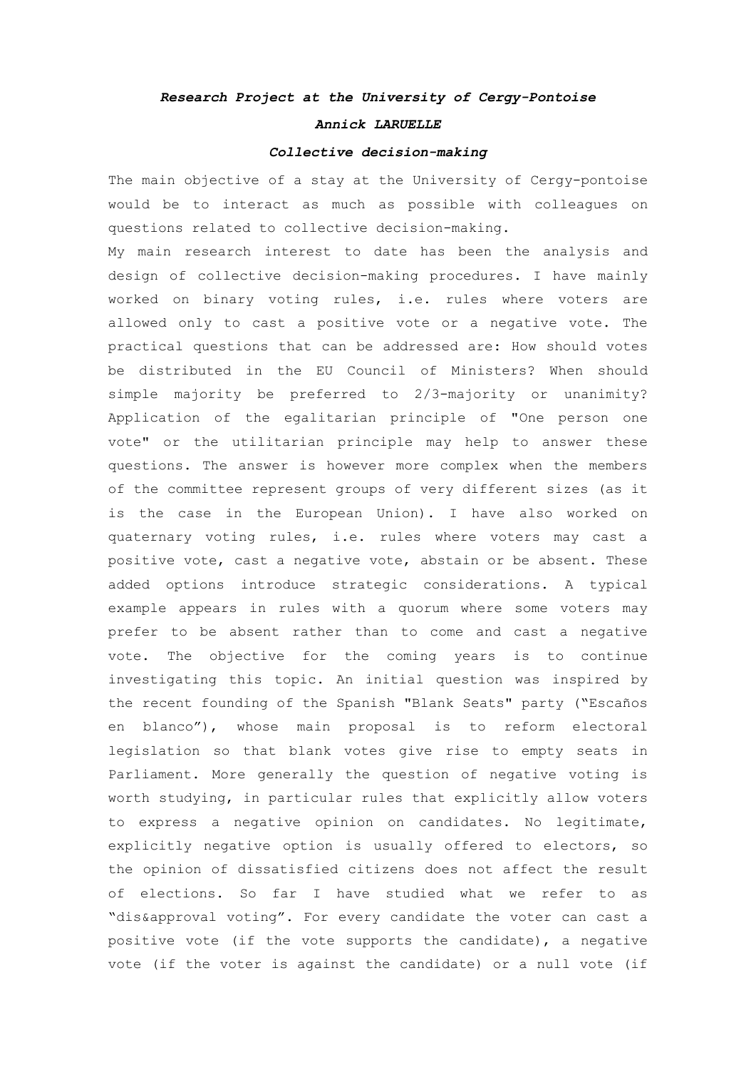***Research Project at the University of Cergy-Pontoise***

***Annick LARUELLE***

***Collective decision-making***

The main objective of a stay at the University of Cergy-pontoise would be to interact as much as possible with colleagues on questions related to collective decision-making.

My main research interest to date has been the analysis and design of collective decision-making procedures. I have mainly worked on binary voting rules, i.e. rules where voters are allowed only to cast a positive vote or a negative vote. The practical questions that can be addressed are: How should votes be distributed in the EU Council of Ministers? When should simple majority be preferred to 2/3-majority or unanimity? Application of the egalitarian principle of "One person one vote" or the utilitarian principle may help to answer these questions. The answer is however more complex when the members of the committee represent groups of very different sizes (as it is the case in the European Union). I have also worked on quaternary voting rules, i.e. rules where voters may cast a positive vote, cast a negative vote, abstain or be absent. These added options introduce strategic considerations. A typical example appears in rules with a quorum where some voters may prefer to be absent rather than to come and cast a negative vote. The objective for the coming years is to continue investigating this topic. An initial question was inspired by the recent founding of the Spanish "Blank Seats" party ("Escaños en blanco"), whose main proposal is to reform electoral legislation so that blank votes give rise to empty seats in Parliament. More generally the question of negative voting is worth studying, in particular rules that explicitly allow voters to express a negative opinion on candidates. No legitimate, explicitly negative option is usually offered to electors, so the opinion of dissatisfied citizens does not affect the result of elections. So far I have studied what we refer to as "dis&approval voting". For every candidate the voter can cast a positive vote (if the vote supports the candidate), a negative vote (if the voter is against the candidate) or a null vote (if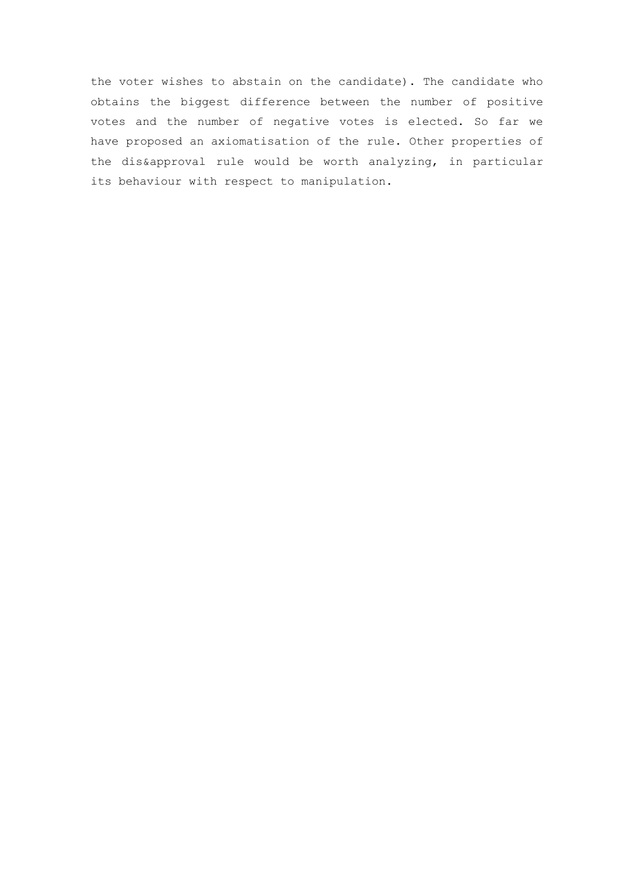the voter wishes to abstain on the candidate). The candidate who obtains the biggest difference between the number of positive votes and the number of negative votes is elected. So far we have proposed an axiomatisation of the rule. Other properties of the dis&approval rule would be worth analyzing, in particular its behaviour with respect to manipulation.